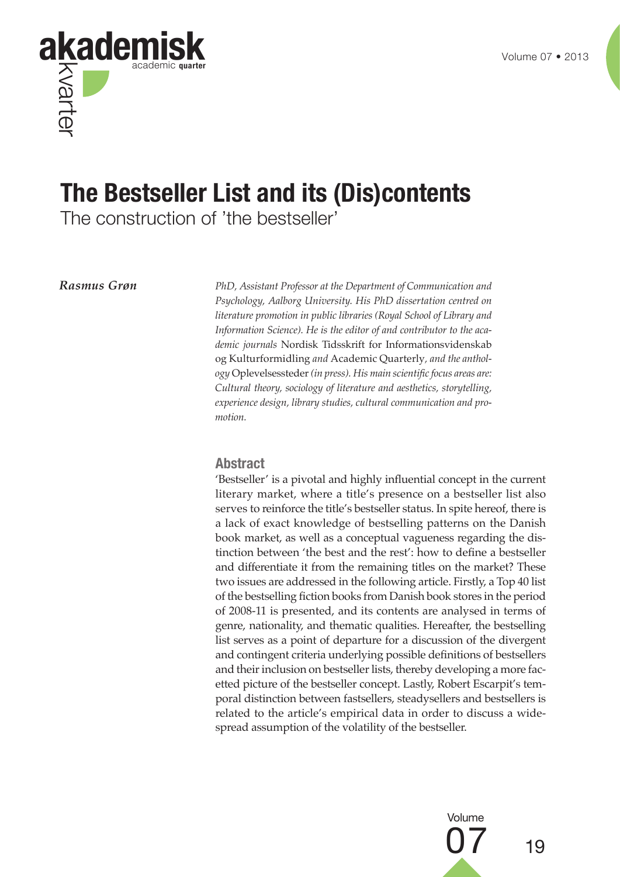# The Bestseller List and its (Dis)contents

## The construction of 'the bestseller'

***Rasmus Grøn***

*PhD, Assistant Professor at the Department of Communication and Psychology, Aalborg University. His PhD dissertation centred on literature promotion in public libraries (Royal School of Library and Information Science). He is the editor of and contributor to the academic journals* Nordisk Tidsskrift for Informationsvidenskab og Kulturformidling *and* Academic Quarterly*, and the anthology* Oplevelsessteder *(in press). His main scientific focus areas are: Cultural theory, sociology of literature and aesthetics, storytelling, experience design, library studies, cultural communication and promotion.*

### Abstract

'Bestseller' is a pivotal and highly influential concept in the current literary market, where a title's presence on a bestseller list also serves to reinforce the title's bestseller status. In spite hereof, there is a lack of exact knowledge of bestselling patterns on the Danish book market, as well as a conceptual vagueness regarding the distinction between 'the best and the rest': how to define a bestseller and differentiate it from the remaining titles on the market? These two issues are addressed in the following article. Firstly, a Top 40 list of the bestselling fiction books from Danish book stores in the period of 2008-11 is presented, and its contents are analysed in terms of genre, nationality, and thematic qualities. Hereafter, the bestselling list serves as a point of departure for a discussion of the divergent and contingent criteria underlying possible definitions of bestsellers and their inclusion on bestseller lists, thereby developing a more facetted picture of the bestseller concept. Lastly, Robert Escarpit's temporal distinction between fastsellers, steadysellers and bestsellers is related to the article's empirical data in order to discuss a widespread assumption of the volatility of the bestseller.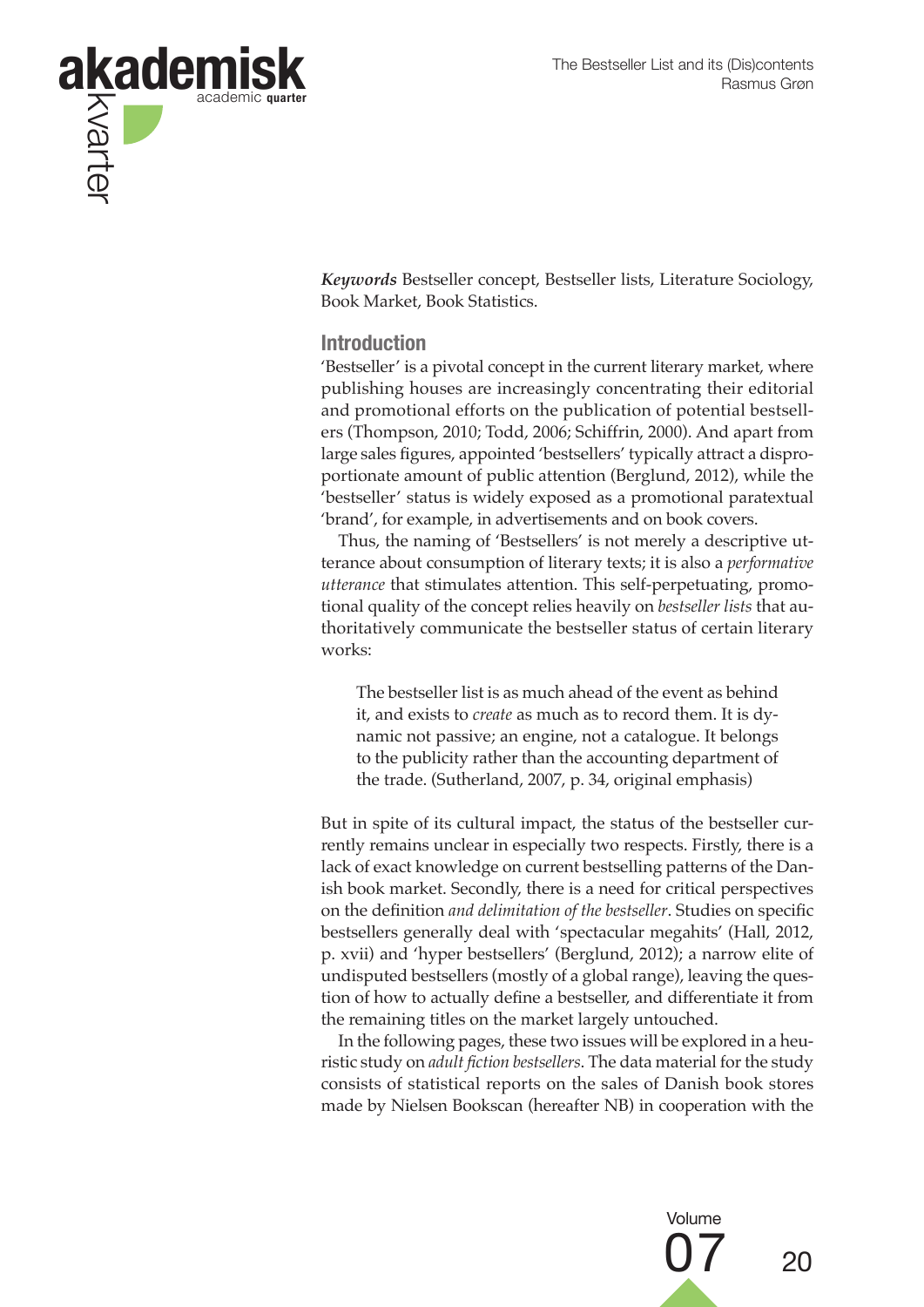***Keywords*** Bestseller concept, Bestseller lists, Literature Sociology, Book Market, Book Statistics.

## Introduction

'Bestseller' is a pivotal concept in the current literary market, where publishing houses are increasingly concentrating their editorial and promotional efforts on the publication of potential bestsellers (Thompson, 2010; Todd, 2006; Schiffrin, 2000). And apart from large sales figures, appointed 'bestsellers' typically attract a disproportionate amount of public attention (Berglund, 2012), while the 'bestseller' status is widely exposed as a promotional paratextual 'brand', for example, in advertisements and on book covers.

Thus, the naming of 'Bestsellers' is not merely a descriptive utterance about consumption of literary texts; it is also a *performative utterance* that stimulates attention. This self-perpetuating, promotional quality of the concept relies heavily on *bestseller lists* that authoritatively communicate the bestseller status of certain literary works:

> The bestseller list is as much ahead of the event as behind it, and exists to *create* as much as to record them. It is dynamic not passive; an engine, not a catalogue. It belongs to the publicity rather than the accounting department of the trade. (Sutherland, 2007, p. 34, original emphasis)

But in spite of its cultural impact, the status of the bestseller currently remains unclear in especially two respects. Firstly, there is a lack of exact knowledge on current bestselling patterns of the Danish book market. Secondly, there is a need for critical perspectives on the definition *and delimitation of the bestseller*. Studies on specific bestsellers generally deal with 'spectacular megahits' (Hall, 2012, p. xvii) and 'hyper bestsellers' (Berglund, 2012); a narrow elite of undisputed bestsellers (mostly of a global range), leaving the question of how to actually define a bestseller, and differentiate it from the remaining titles on the market largely untouched.

In the following pages, these two issues will be explored in a heuristic study on *adult fiction bestsellers*. The data material for the study consists of statistical reports on the sales of Danish book stores made by Nielsen Bookscan (hereafter NB) in cooperation with the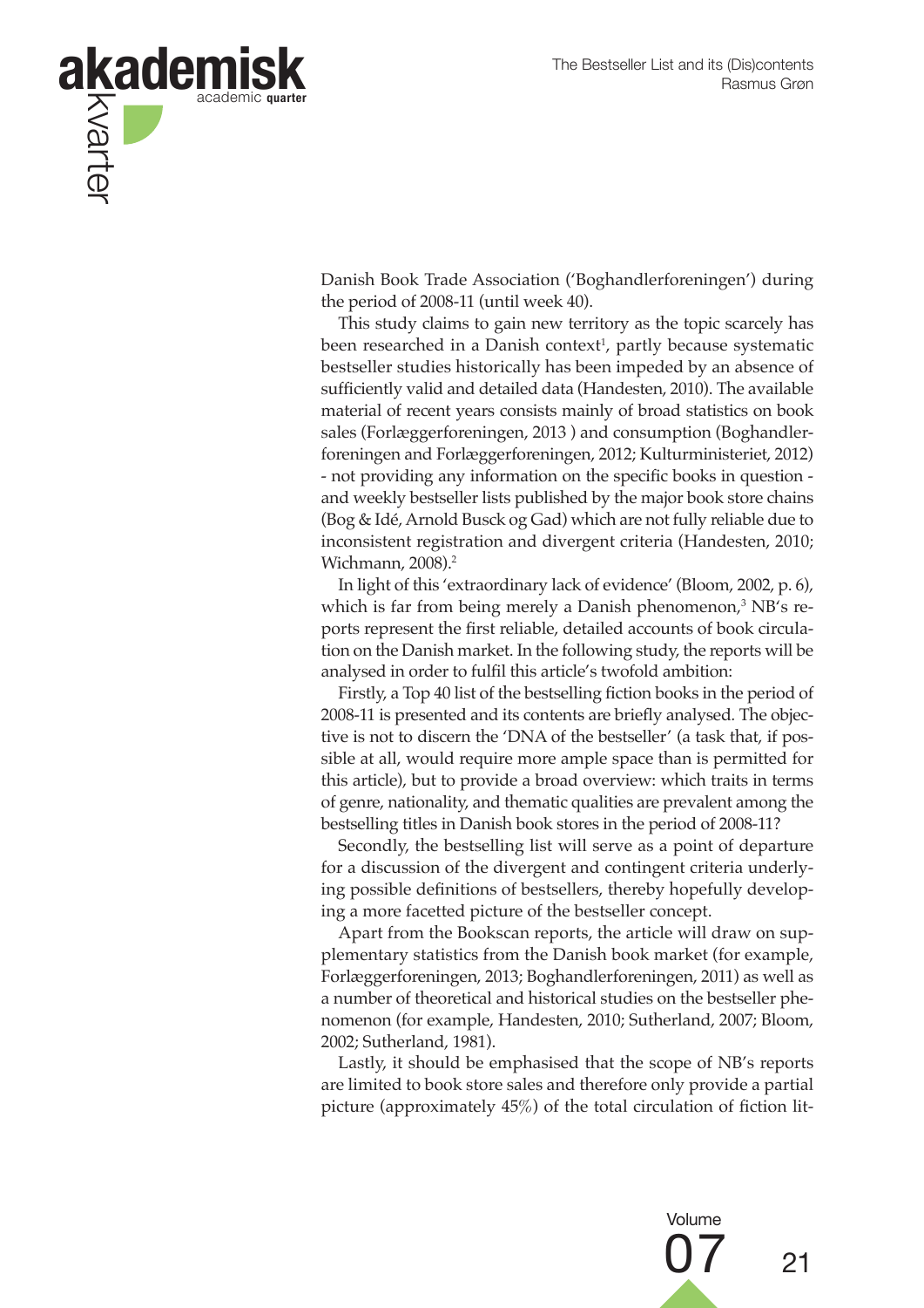Danish Book Trade Association ('Boghandlerforeningen') during the period of 2008-11 (until week 40).

This study claims to gain new territory as the topic scarcely has been researched in a Danish context[1], partly because systematic bestseller studies historically has been impeded by an absence of sufficiently valid and detailed data (Handesten, 2010). The available material of recent years consists mainly of broad statistics on book sales (Forlæggerforeningen, 2013 ) and consumption (Boghandlerforeningen and Forlæggerforeningen, 2012; Kulturministeriet, 2012) - not providing any information on the specific books in question - and weekly bestseller lists published by the major book store chains (Bog & Idé, Arnold Busck og Gad) which are not fully reliable due to inconsistent registration and divergent criteria (Handesten, 2010; Wichmann, 2008).[2]

In light of this 'extraordinary lack of evidence' (Bloom, 2002, p. 6), which is far from being merely a Danish phenomenon,[3] NB's reports represent the first reliable, detailed accounts of book circulation on the Danish market. In the following study, the reports will be analysed in order to fulfil this article's twofold ambition:

Firstly, a Top 40 list of the bestselling fiction books in the period of 2008-11 is presented and its contents are briefly analysed. The objective is not to discern the 'DNA of the bestseller' (a task that, if possible at all, would require more ample space than is permitted for this article), but to provide a broad overview: which traits in terms of genre, nationality, and thematic qualities are prevalent among the bestselling titles in Danish book stores in the period of 2008-11?

Secondly, the bestselling list will serve as a point of departure for a discussion of the divergent and contingent criteria underlying possible definitions of bestsellers, thereby hopefully developing a more facetted picture of the bestseller concept.

Apart from the Bookscan reports, the article will draw on supplementary statistics from the Danish book market (for example, Forlæggerforeningen, 2013; Boghandlerforeningen, 2011) as well as a number of theoretical and historical studies on the bestseller phenomenon (for example, Handesten, 2010; Sutherland, 2007; Bloom, 2002; Sutherland, 1981).

Lastly, it should be emphasised that the scope of NB's reports are limited to book store sales and therefore only provide a partial picture (approximately 45%) of the total circulation of fiction lit-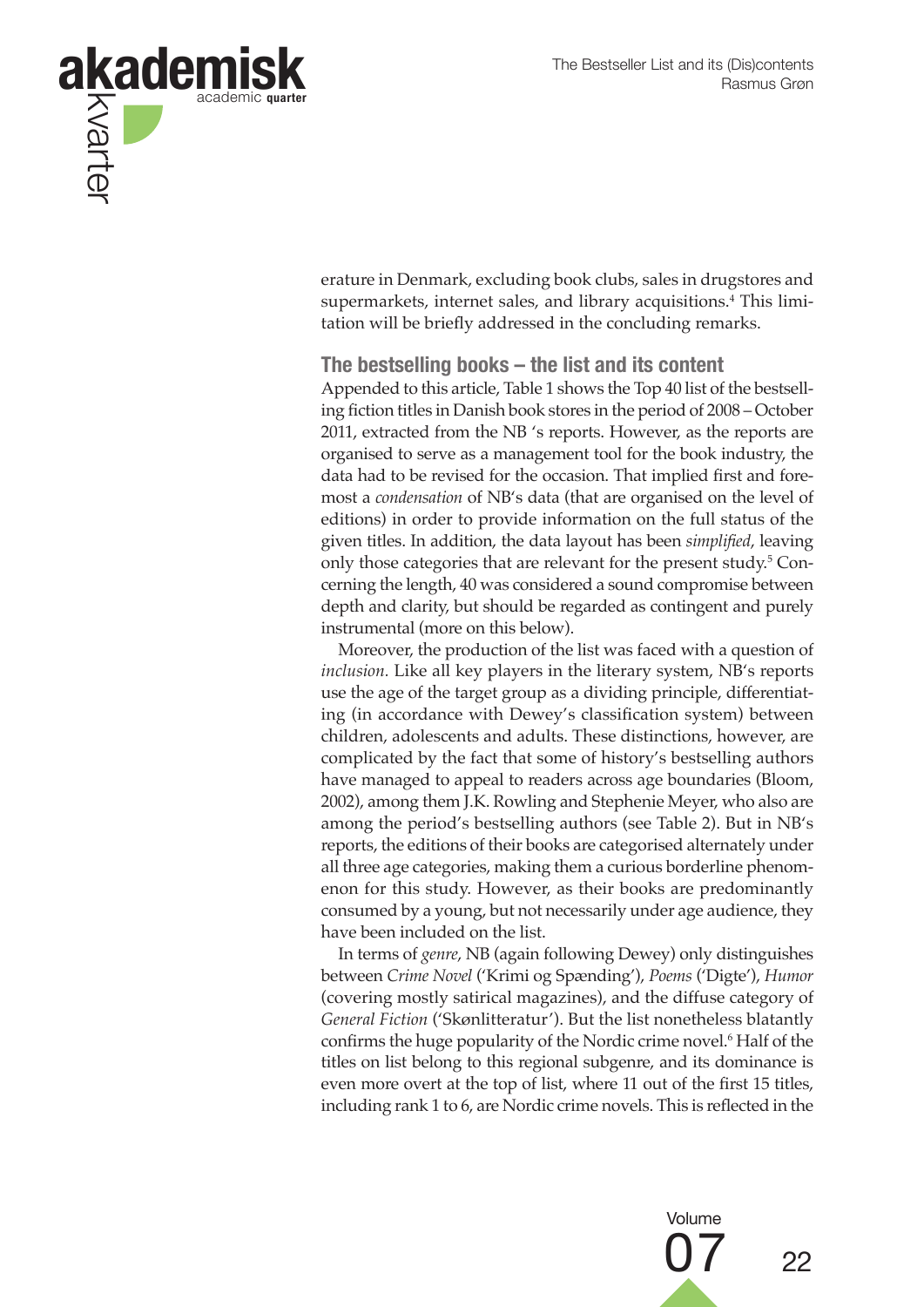erature in Denmark, excluding book clubs, sales in drugstores and supermarkets, internet sales, and library acquisitions.[4] This limitation will be briefly addressed in the concluding remarks.

### The bestselling books – the list and its content

Appended to this article, Table 1 shows the Top 40 list of the bestselling fiction titles in Danish book stores in the period of 2008 – October 2011, extracted from the NB 's reports. However, as the reports are organised to serve as a management tool for the book industry, the data had to be revised for the occasion. That implied first and foremost a *condensation* of NB's data (that are organised on the level of editions) in order to provide information on the full status of the given titles. In addition, the data layout has been *simplified*, leaving only those categories that are relevant for the present study.[5] Concerning the length, 40 was considered a sound compromise between depth and clarity, but should be regarded as contingent and purely instrumental (more on this below).

Moreover, the production of the list was faced with a question of *inclusion*. Like all key players in the literary system, NB's reports use the age of the target group as a dividing principle, differentiating (in accordance with Dewey's classification system) between children, adolescents and adults. These distinctions, however, are complicated by the fact that some of history's bestselling authors have managed to appeal to readers across age boundaries (Bloom, 2002), among them J.K. Rowling and Stephenie Meyer, who also are among the period's bestselling authors (see Table 2). But in NB's reports, the editions of their books are categorised alternately under all three age categories, making them a curious borderline phenomenon for this study. However, as their books are predominantly consumed by a young, but not necessarily under age audience, they have been included on the list.

In terms of *genre*, NB (again following Dewey) only distinguishes between *Crime Novel* ('Krimi og Spænding'), *Poems* ('Digte'), *Humor* (covering mostly satirical magazines), and the diffuse category of *General Fiction* ('Skønlitteratur'). But the list nonetheless blatantly confirms the huge popularity of the Nordic crime novel.[6] Half of the titles on list belong to this regional subgenre, and its dominance is even more overt at the top of list, where 11 out of the first 15 titles, including rank 1 to 6, are Nordic crime novels. This is reflected in the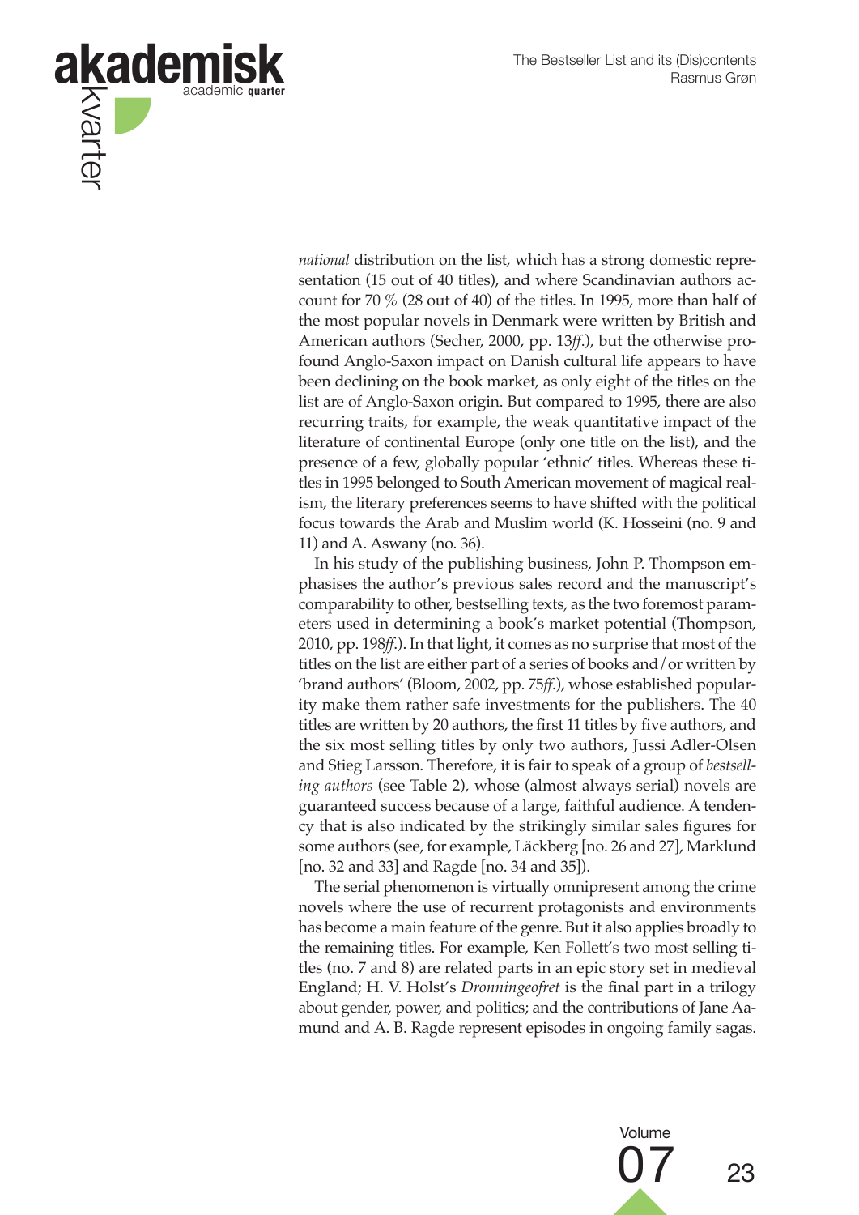*national* distribution on the list, which has a strong domestic representation (15 out of 40 titles), and where Scandinavian authors account for 70 % (28 out of 40) of the titles. In 1995, more than half of the most popular novels in Denmark were written by British and American authors (Secher, 2000, pp. 13*ff*.), but the otherwise profound Anglo-Saxon impact on Danish cultural life appears to have been declining on the book market, as only eight of the titles on the list are of Anglo-Saxon origin. But compared to 1995, there are also recurring traits, for example, the weak quantitative impact of the literature of continental Europe (only one title on the list), and the presence of a few, globally popular 'ethnic' titles. Whereas these titles in 1995 belonged to South American movement of magical realism, the literary preferences seems to have shifted with the political focus towards the Arab and Muslim world (K. Hosseini (no. 9 and 11) and A. Aswany (no. 36).

In his study of the publishing business, John P. Thompson emphasises the author's previous sales record and the manuscript's comparability to other, bestselling texts, as the two foremost parameters used in determining a book's market potential (Thompson, 2010, pp. 198*ff*.). In that light, it comes as no surprise that most of the titles on the list are either part of a series of books and/or written by 'brand authors' (Bloom, 2002, pp. 75*ff*.), whose established popularity make them rather safe investments for the publishers. The 40 titles are written by 20 authors, the first 11 titles by five authors, and the six most selling titles by only two authors, Jussi Adler-Olsen and Stieg Larsson. Therefore, it is fair to speak of a group of *bestselling authors* (see Table 2), whose (almost always serial) novels are guaranteed success because of a large, faithful audience. A tendency that is also indicated by the strikingly similar sales figures for some authors (see, for example, Läckberg [no. 26 and 27], Marklund [no. 32 and 33] and Ragde [no. 34 and 35]).

The serial phenomenon is virtually omnipresent among the crime novels where the use of recurrent protagonists and environments has become a main feature of the genre. But it also applies broadly to the remaining titles. For example, Ken Follett's two most selling titles (no. 7 and 8) are related parts in an epic story set in medieval England; H. V. Holst's *Dronningeofret* is the final part in a trilogy about gender, power, and politics; and the contributions of Jane Aamund and A. B. Ragde represent episodes in ongoing family sagas.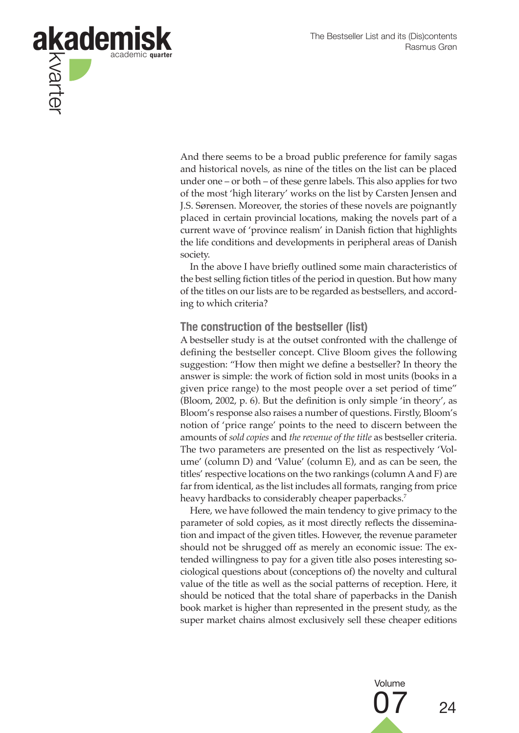And there seems to be a broad public preference for family sagas and historical novels, as nine of the titles on the list can be placed under one – or both – of these genre labels. This also applies for two of the most 'high literary' works on the list by Carsten Jensen and J.S. Sørensen. Moreover, the stories of these novels are poignantly placed in certain provincial locations, making the novels part of a current wave of 'province realism' in Danish fiction that highlights the life conditions and developments in peripheral areas of Danish society.

In the above I have briefly outlined some main characteristics of the best selling fiction titles of the period in question. But how many of the titles on our lists are to be regarded as bestsellers, and according to which criteria?

## The construction of the bestseller (list)

A bestseller study is at the outset confronted with the challenge of defining the bestseller concept. Clive Bloom gives the following suggestion: "How then might we define a bestseller? In theory the answer is simple: the work of fiction sold in most units (books in a given price range) to the most people over a set period of time" (Bloom, 2002, p. 6). But the definition is only simple 'in theory', as Bloom's response also raises a number of questions. Firstly, Bloom's notion of 'price range' points to the need to discern between the amounts of *sold copies* and *the revenue of the title* as bestseller criteria. The two parameters are presented on the list as respectively 'Volume' (column D) and 'Value' (column E), and as can be seen, the titles' respective locations on the two rankings (column A and F) are far from identical, as the list includes all formats, ranging from price heavy hardbacks to considerably cheaper paperbacks.[7]

Here, we have followed the main tendency to give primacy to the parameter of sold copies, as it most directly reflects the dissemination and impact of the given titles. However, the revenue parameter should not be shrugged off as merely an economic issue: The extended willingness to pay for a given title also poses interesting sociological questions about (conceptions of) the novelty and cultural value of the title as well as the social patterns of reception. Here, it should be noticed that the total share of paperbacks in the Danish book market is higher than represented in the present study, as the super market chains almost exclusively sell these cheaper editions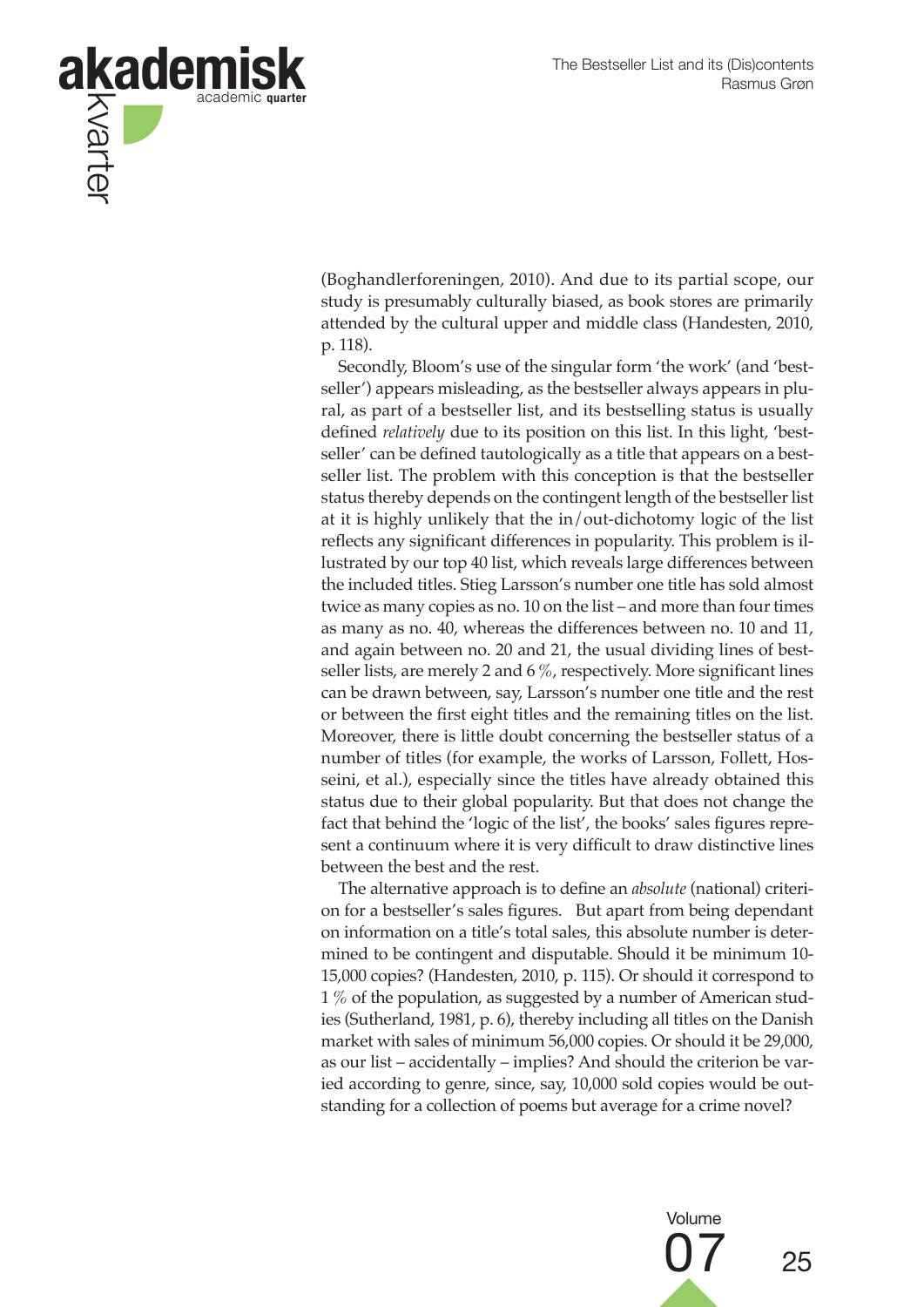(Boghandlerforeningen, 2010). And due to its partial scope, our study is presumably culturally biased, as book stores are primarily attended by the cultural upper and middle class (Handesten, 2010, p. 118).

Secondly, Bloom's use of the singular form 'the work' (and 'bestseller') appears misleading, as the bestseller always appears in plural, as part of a bestseller list, and its bestselling status is usually defined *relatively* due to its position on this list. In this light, 'bestseller' can be defined tautologically as a title that appears on a bestseller list. The problem with this conception is that the bestseller status thereby depends on the contingent length of the bestseller list at it is highly unlikely that the in/out-dichotomy logic of the list reflects any significant differences in popularity. This problem is illustrated by our top 40 list, which reveals large differences between the included titles. Stieg Larsson's number one title has sold almost twice as many copies as no. 10 on the list – and more than four times as many as no. 40, whereas the differences between no. 10 and 11, and again between no. 20 and 21, the usual dividing lines of bestseller lists, are merely 2 and 6 %, respectively. More significant lines can be drawn between, say, Larsson's number one title and the rest or between the first eight titles and the remaining titles on the list. Moreover, there is little doubt concerning the bestseller status of a number of titles (for example, the works of Larsson, Follett, Hosseini, et al.), especially since the titles have already obtained this status due to their global popularity. But that does not change the fact that behind the 'logic of the list', the books' sales figures represent a continuum where it is very difficult to draw distinctive lines between the best and the rest.

The alternative approach is to define an *absolute* (national) criterion for a bestseller's sales figures. But apart from being dependant on information on a title's total sales, this absolute number is determined to be contingent and disputable. Should it be minimum 10-15,000 copies? (Handesten, 2010, p. 115). Or should it correspond to 1 % of the population, as suggested by a number of American studies (Sutherland, 1981, p. 6), thereby including all titles on the Danish market with sales of minimum 56,000 copies. Or should it be 29,000, as our list – accidentally – implies? And should the criterion be varied according to genre, since, say, 10,000 sold copies would be outstanding for a collection of poems but average for a crime novel?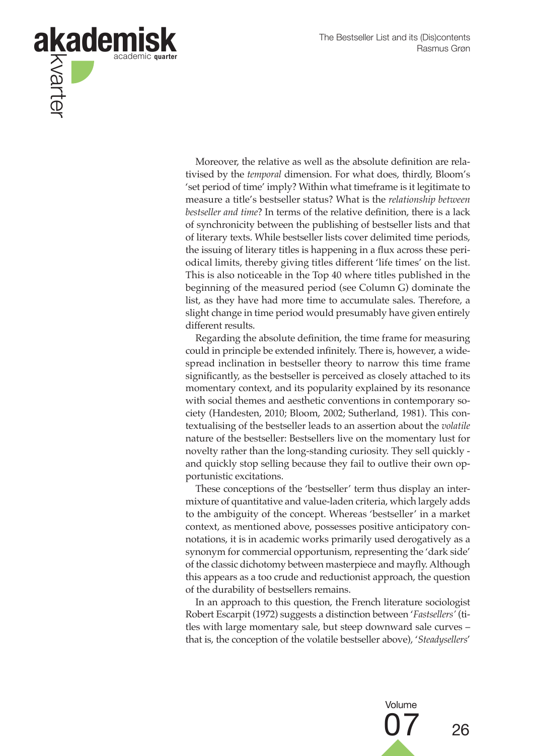Moreover, the relative as well as the absolute definition are relativised by the *temporal* dimension. For what does, thirdly, Bloom's 'set period of time' imply? Within what timeframe is it legitimate to measure a title's bestseller status? What is the *relationship between bestseller and time*? In terms of the relative definition, there is a lack of synchronicity between the publishing of bestseller lists and that of literary texts. While bestseller lists cover delimited time periods, the issuing of literary titles is happening in a flux across these periodical limits, thereby giving titles different 'life times' on the list. This is also noticeable in the Top 40 where titles published in the beginning of the measured period (see Column G) dominate the list, as they have had more time to accumulate sales. Therefore, a slight change in time period would presumably have given entirely different results.

Regarding the absolute definition, the time frame for measuring could in principle be extended infinitely. There is, however, a widespread inclination in bestseller theory to narrow this time frame significantly, as the bestseller is perceived as closely attached to its momentary context, and its popularity explained by its resonance with social themes and aesthetic conventions in contemporary society (Handesten, 2010; Bloom, 2002; Sutherland, 1981). This contextualising of the bestseller leads to an assertion about the *volatile* nature of the bestseller: Bestsellers live on the momentary lust for novelty rather than the long-standing curiosity. They sell quickly - and quickly stop selling because they fail to outlive their own opportunistic excitations.

These conceptions of the 'bestseller' term thus display an intermixture of quantitative and value-laden criteria, which largely adds to the ambiguity of the concept. Whereas 'bestseller' in a market context, as mentioned above, possesses positive anticipatory connotations, it is in academic works primarily used derogatively as a synonym for commercial opportunism, representing the 'dark side' of the classic dichotomy between masterpiece and mayfly. Although this appears as a too crude and reductionist approach, the question of the durability of bestsellers remains.

In an approach to this question, the French literature sociologist Robert Escarpit (1972) suggests a distinction between '*Fastsellers'* (titles with large momentary sale, but steep downward sale curves – that is, the conception of the volatile bestseller above), '*Steadysellers*'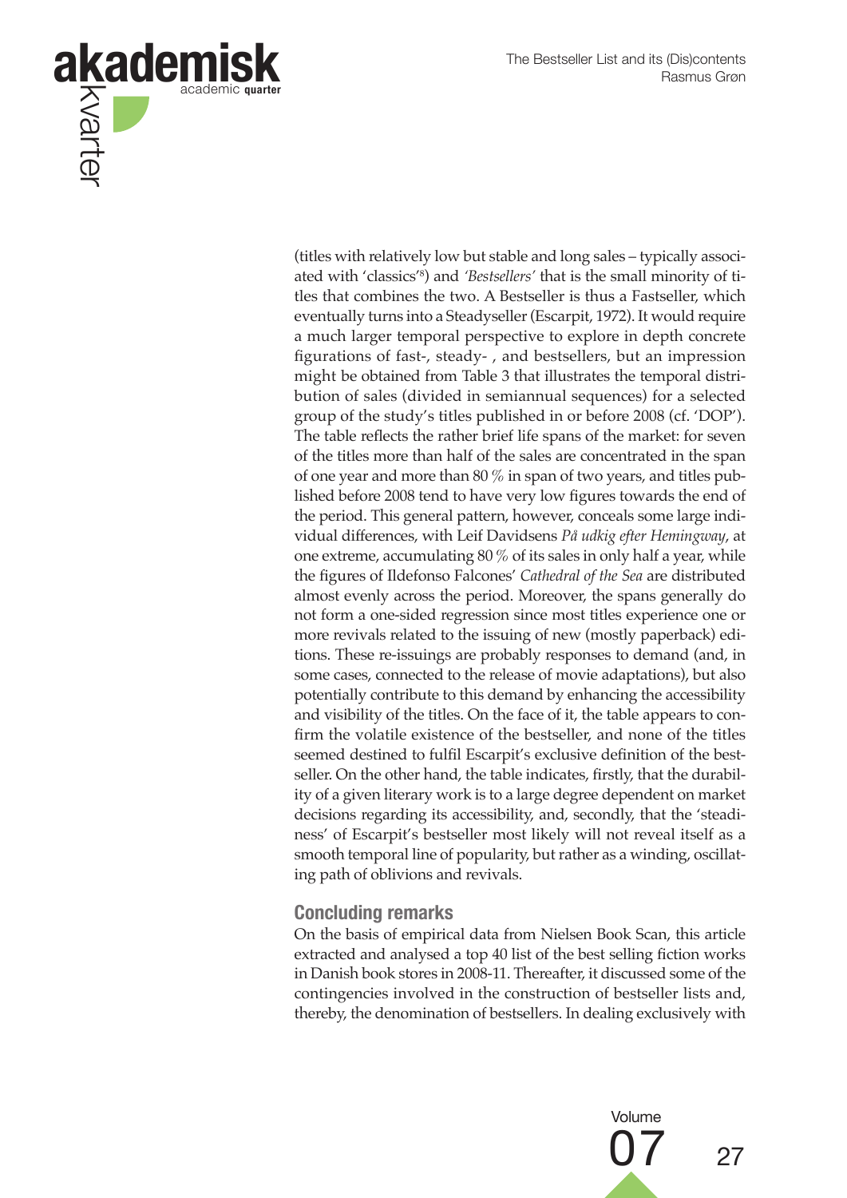(titles with relatively low but stable and long sales – typically associated with 'classics'[8]) and *'Bestsellers'* that is the small minority of titles that combines the two. A Bestseller is thus a Fastseller, which eventually turns into a Steadyseller (Escarpit, 1972). It would require a much larger temporal perspective to explore in depth concrete figurations of fast-, steady- , and bestsellers, but an impression might be obtained from Table 3 that illustrates the temporal distribution of sales (divided in semiannual sequences) for a selected group of the study's titles published in or before 2008 (cf. 'DOP'). The table reflects the rather brief life spans of the market: for seven of the titles more than half of the sales are concentrated in the span of one year and more than 80 % in span of two years, and titles published before 2008 tend to have very low figures towards the end of the period. This general pattern, however, conceals some large individual differences, with Leif Davidsens *På udkig efter Hemingway*, at one extreme, accumulating 80 % of its sales in only half a year, while the figures of Ildefonso Falcones' *Cathedral of the Sea* are distributed almost evenly across the period. Moreover, the spans generally do not form a one-sided regression since most titles experience one or more revivals related to the issuing of new (mostly paperback) editions. These re-issuings are probably responses to demand (and, in some cases, connected to the release of movie adaptations), but also potentially contribute to this demand by enhancing the accessibility and visibility of the titles. On the face of it, the table appears to confirm the volatile existence of the bestseller, and none of the titles seemed destined to fulfil Escarpit's exclusive definition of the bestseller. On the other hand, the table indicates, firstly, that the durability of a given literary work is to a large degree dependent on market decisions regarding its accessibility, and, secondly, that the 'steadiness' of Escarpit's bestseller most likely will not reveal itself as a smooth temporal line of popularity, but rather as a winding, oscillating path of oblivions and revivals.

### Concluding remarks

On the basis of empirical data from Nielsen Book Scan, this article extracted and analysed a top 40 list of the best selling fiction works in Danish book stores in 2008-11. Thereafter, it discussed some of the contingencies involved in the construction of bestseller lists and, thereby, the denomination of bestsellers. In dealing exclusively with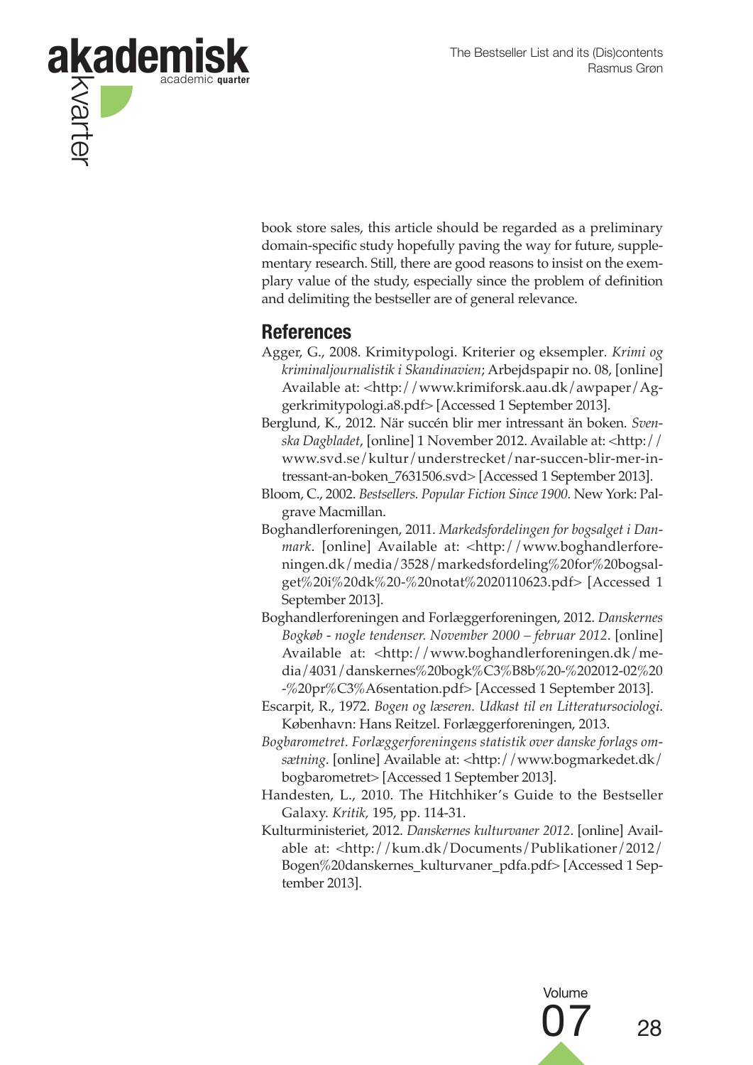book store sales, this article should be regarded as a preliminary domain-specific study hopefully paving the way for future, supplementary research. Still, there are good reasons to insist on the exemplary value of the study, especially since the problem of definition and delimiting the bestseller are of general relevance.

## References

Agger, G., 2008. Krimitypologi. Kriterier og eksempler. *Krimi og kriminaljournalistik i Skandinavien*; Arbejdspapir no. 08, [online] Available at: <http://www.krimiforsk.aau.dk/awpaper/Aggerkrimitypologi.a8.pdf> [Accessed 1 September 2013].

Berglund, K., 2012. När succén blir mer intressant än boken. *Svenska Dagbladet*, [online] 1 November 2012. Available at: <http://www.svd.se/kultur/understrecket/nar-succen-blir-mer-intressant-an-boken_7631506.svd> [Accessed 1 September 2013].

Bloom, C., 2002. *Bestsellers. Popular Fiction Since 1900.* New York: Palgrave Macmillan.

Boghandlerforeningen, 2011. *Markedsfordelingen for bogsalget i Danmark*. [online] Available at: <http://www.boghandlerforeningen.dk/media/3528/markedsfordeling%20for%20bogsalget%20i%20dk%20-%20notat%2020110623.pdf> [Accessed 1 September 2013].

Boghandlerforeningen and Forlæggerforeningen, 2012. *Danskernes Bogkøb - nogle tendenser. November 2000 – februar 2012*. [online] Available at: <http://www.boghandlerforeningen.dk/media/4031/danskernes%20bogk%C3%B8b%20-%202012-02%20-%20pr%C3%A6sentation.pdf> [Accessed 1 September 2013].

Escarpit, R., 1972. *Bogen og læseren. Udkast til en Litteratursociologi*. København: Hans Reitzel. Forlæggerforeningen, 2013.

*Bogbarometret. Forlæggerforeningens statistik over danske forlags omsætning*. [online] Available at: <http://www.bogmarkedet.dk/bogbarometret> [Accessed 1 September 2013].

Handesten, L., 2010. The Hitchhiker's Guide to the Bestseller Galaxy. *Kritik*, 195, pp. 114-31.

Kulturministeriet, 2012. *Danskernes kulturvaner 2012*. [online] Available at: <http://kum.dk/Documents/Publikationer/2012/Bogen%20danskernes_kulturvaner_pdfa.pdf> [Accessed 1 September 2013].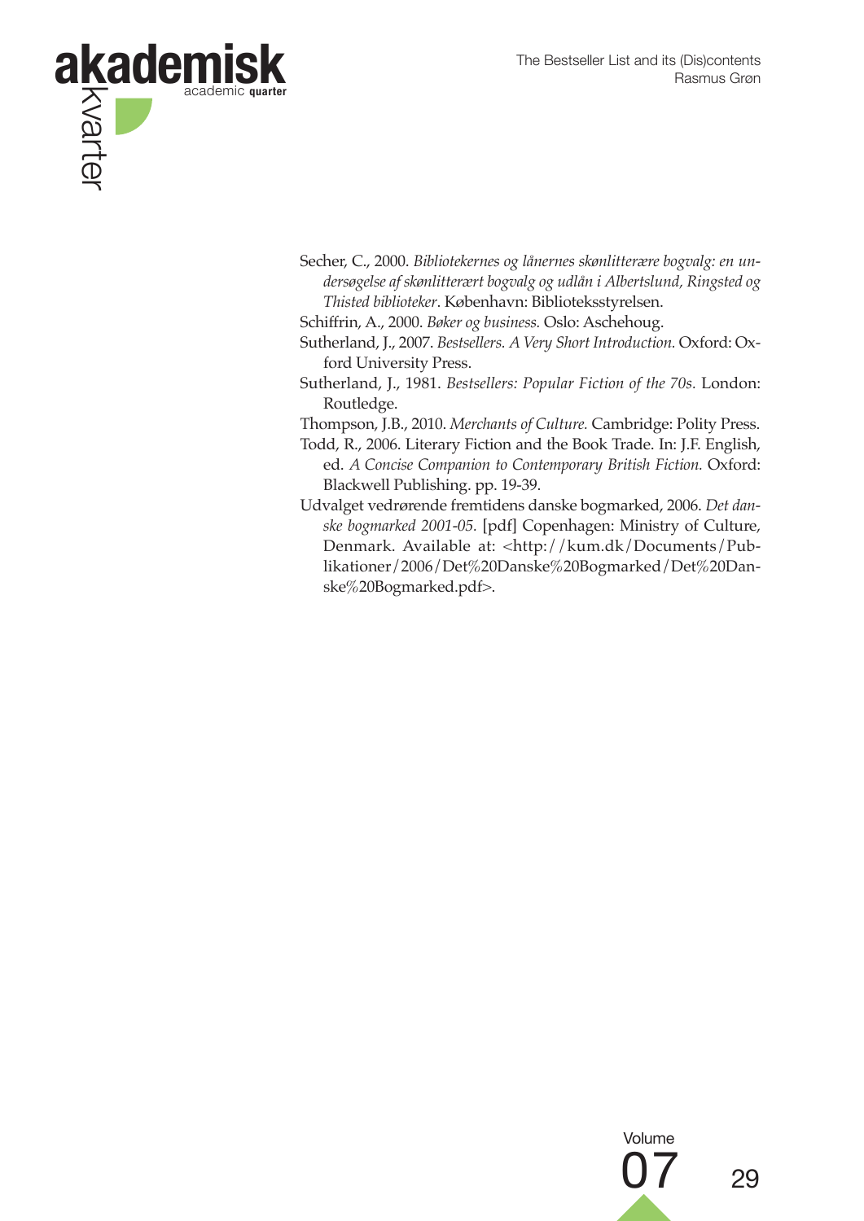Secher, C., 2000. *Bibliotekernes og lånernes skønlitterære bogvalg: en undersøgelse af skønlitterært bogvalg og udlån i Albertslund, Ringsted og Thisted biblioteker*. København: Biblioteksstyrelsen.

Schiffrin, A., 2000. *Bøker og business.* Oslo: Aschehoug.

Sutherland, J., 2007. *Bestsellers. A Very Short Introduction.* Oxford: Oxford University Press.

Sutherland, J., 1981. *Bestsellers: Popular Fiction of the 70s.* London: Routledge.

Thompson, J.B., 2010. *Merchants of Culture.* Cambridge: Polity Press.

Todd, R., 2006. Literary Fiction and the Book Trade. In: J.F. English, ed. *A Concise Companion to Contemporary British Fiction.* Oxford: Blackwell Publishing. pp. 19-39.

Udvalget vedrørende fremtidens danske bogmarked, 2006. *Det danske bogmarked 2001-05.* [pdf] Copenhagen: Ministry of Culture, Denmark. Available at: <http://kum.dk/Documents/Publikationer/2006/Det%20Danske%20Bogmarked/Det%20Danske%20Bogmarked.pdf>.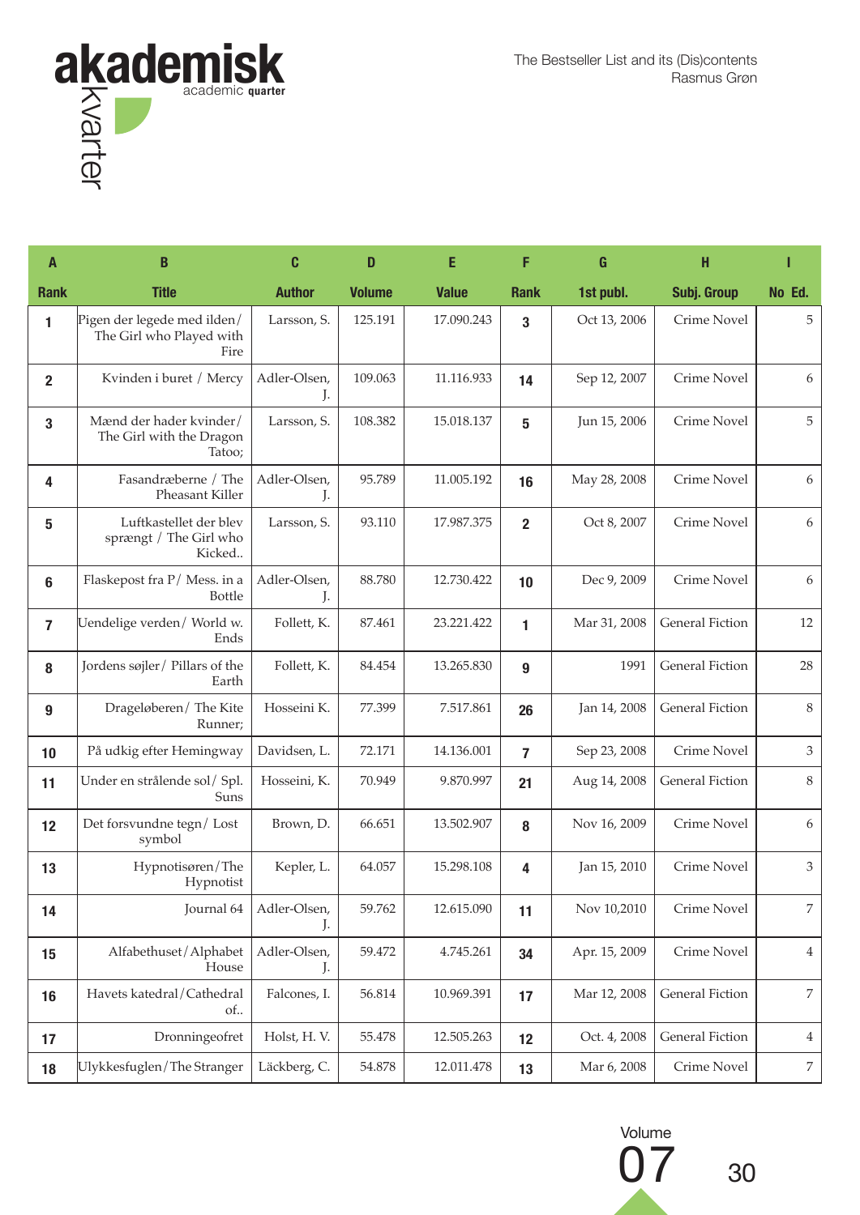| A | B | C | D | E | F | G | H | I |
|---|---|---|---|---|---|---|---|---|
| **Rank** | **Title** | **Author** | **Volume** | **Value** | **Rank** | **1st publ.** | **Subj. Group** | **No Ed.** |
| **1** | Pigen der legede med ilden/ The Girl who Played with Fire | Larsson, S. | 125.191 | 17.090.243 | **3** | Oct 13, 2006 | Crime Novel | 5 |
| **2** | Kvinden i buret / Mercy | Adler-Olsen, J. | 109.063 | 11.116.933 | **14** | Sep 12, 2007 | Crime Novel | 6 |
| **3** | Mænd der hader kvinder/ The Girl with the Dragon Tatoo; | Larsson, S. | 108.382 | 15.018.137 | **5** | Jun 15, 2006 | Crime Novel | 5 |
| **4** | Fasandræberne / The Pheasant Killer | Adler-Olsen, J. | 95.789 | 11.005.192 | **16** | May 28, 2008 | Crime Novel | 6 |
| **5** | Luftkastellet der blev sprængt / The Girl who Kicked.. | Larsson, S. | 93.110 | 17.987.375 | **2** | Oct 8, 2007 | Crime Novel | 6 |
| **6** | Flaskepost fra P/ Mess. in a Bottle | Adler-Olsen, J. | 88.780 | 12.730.422 | **10** | Dec 9, 2009 | Crime Novel | 6 |
| **7** | Uendelige verden/ World w. Ends | Follett, K. | 87.461 | 23.221.422 | **1** | Mar 31, 2008 | General Fiction | 12 |
| **8** | Jordens søjler/ Pillars of the Earth | Follett, K. | 84.454 | 13.265.830 | **9** | 1991 | General Fiction | 28 |
| **9** | Drageløberen/ The Kite Runner; | Hosseini K. | 77.399 | 7.517.861 | **26** | Jan 14, 2008 | General Fiction | 8 |
| **10** | På udkig efter Hemingway | Davidsen, L. | 72.171 | 14.136.001 | **7** | Sep 23, 2008 | Crime Novel | 3 |
| **11** | Under en strålende sol/ Spl. Suns | Hosseini, K. | 70.949 | 9.870.997 | **21** | Aug 14, 2008 | General Fiction | 8 |
| **12** | Det forsvundne tegn/ Lost symbol | Brown, D. | 66.651 | 13.502.907 | **8** | Nov 16, 2009 | Crime Novel | 6 |
| **13** | Hypnotisøren/The Hypnotist | Kepler, L. | 64.057 | 15.298.108 | **4** | Jan 15, 2010 | Crime Novel | 3 |
| **14** | Journal 64 | Adler-Olsen, J. | 59.762 | 12.615.090 | **11** | Nov 10,2010 | Crime Novel | 7 |
| **15** | Alfabethuset/Alphabet House | Adler-Olsen, J. | 59.472 | 4.745.261 | **34** | Apr. 15, 2009 | Crime Novel | 4 |
| **16** | Havets katedral/Cathedral of.. | Falcones, I. | 56.814 | 10.969.391 | **17** | Mar 12, 2008 | General Fiction | 7 |
| **17** | Dronningeofret | Holst, H. V. | 55.478 | 12.505.263 | **12** | Oct. 4, 2008 | General Fiction | 4 |
| **18** | Ulykkesfuglen/The Stranger | Läckberg, C. | 54.878 | 12.011.478 | **13** | Mar 6, 2008 | Crime Novel | 7 |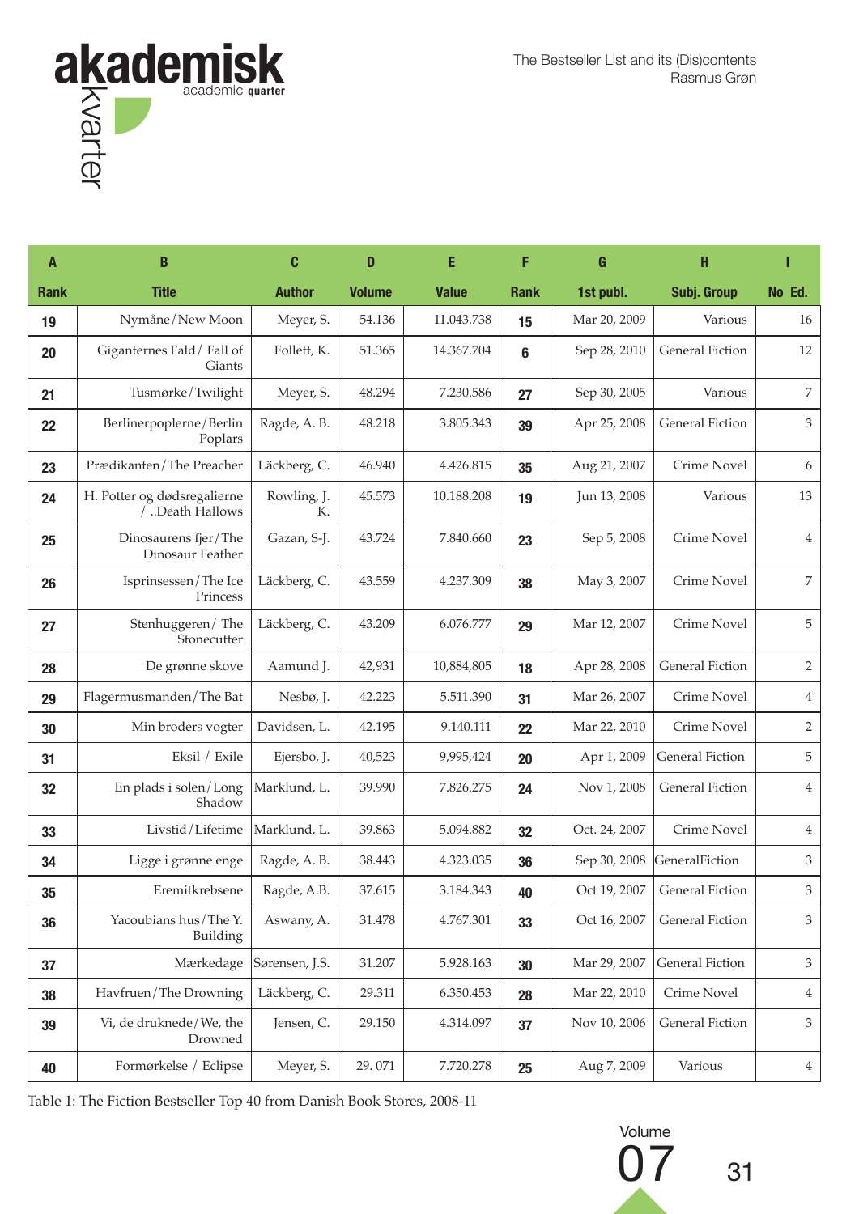| A | B | C | D | E | F | G | H | I |
|---|---|---|---|---|---|---|---|---|
| **Rank** | **Title** | **Author** | **Volume** | **Value** | **Rank** | **1st publ.** | **Subj. Group** | **No Ed.** |
| **19** | Nymåne/New Moon | Meyer, S. | 54.136 | 11.043.738 | **15** | Mar 20, 2009 | Various | 16 |
| **20** | Giganternes Fald/ Fall of Giants | Follett, K. | 51.365 | 14.367.704 | **6** | Sep 28, 2010 | General Fiction | 12 |
| **21** | Tusmørke/Twilight | Meyer, S. | 48.294 | 7.230.586 | **27** | Sep 30, 2005 | Various | 7 |
| **22** | Berlinerpoplerne/Berlin Poplars | Ragde, A. B. | 48.218 | 3.805.343 | **39** | Apr 25, 2008 | General Fiction | 3 |
| **23** | Prædikanten/The Preacher | Läckberg, C. | 46.940 | 4.426.815 | **35** | Aug 21, 2007 | Crime Novel | 6 |
| **24** | H. Potter og dødsregalierne / ..Death Hallows | Rowling, J. K. | 45.573 | 10.188.208 | **19** | Jun 13, 2008 | Various | 13 |
| **25** | Dinosaurens fjer/The Dinosaur Feather | Gazan, S-J. | 43.724 | 7.840.660 | **23** | Sep 5, 2008 | Crime Novel | 4 |
| **26** | Isprinsessen/The Ice Princess | Läckberg, C. | 43.559 | 4.237.309 | **38** | May 3, 2007 | Crime Novel | 7 |
| **27** | Stenhuggeren/ The Stonecutter | Läckberg, C. | 43.209 | 6.076.777 | **29** | Mar 12, 2007 | Crime Novel | 5 |
| **28** | De grønne skove | Aamund J. | 42,931 | 10,884,805 | **18** | Apr 28, 2008 | General Fiction | 2 |
| **29** | Flagermusmanden/The Bat | Nesbø, J. | 42.223 | 5.511.390 | **31** | Mar 26, 2007 | Crime Novel | 4 |
| **30** | Min broders vogter | Davidsen, L. | 42.195 | 9.140.111 | **22** | Mar 22, 2010 | Crime Novel | 2 |
| **31** | Eksil / Exile | Ejersbo, J. | 40,523 | 9,995,424 | **20** | Apr 1, 2009 | General Fiction | 5 |
| **32** | En plads i solen/Long Shadow | Marklund, L. | 39.990 | 7.826.275 | **24** | Nov 1, 2008 | General Fiction | 4 |
| **33** | Livstid/Lifetime | Marklund, L. | 39.863 | 5.094.882 | **32** | Oct. 24, 2007 | Crime Novel | 4 |
| **34** | Ligge i grønne enge | Ragde, A. B. | 38.443 | 4.323.035 | **36** | Sep 30, 2008 | GeneralFiction | 3 |
| **35** | Eremitkrebsene | Ragde, A.B. | 37.615 | 3.184.343 | **40** | Oct 19, 2007 | General Fiction | 3 |
| **36** | Yacoubians hus/The Y. Building | Aswany, A. | 31.478 | 4.767.301 | **33** | Oct 16, 2007 | General Fiction | 3 |
| **37** | Mærkedage | Sørensen, J.S. | 31.207 | 5.928.163 | **30** | Mar 29, 2007 | General Fiction | 3 |
| **38** | Havfruen/The Drowning | Läckberg, C. | 29.311 | 6.350.453 | **28** | Mar 22, 2010 | Crime Novel | 4 |
| **39** | Vi, de druknede/We, the Drowned | Jensen, C. | 29.150 | 4.314.097 | **37** | Nov 10, 2006 | General Fiction | 3 |
| **40** | Formørkelse / Eclipse | Meyer, S. | 29. 071 | 7.720.278 | **25** | Aug 7, 2009 | Various | 4 |

Table 1: The Fiction Bestseller Top 40 from Danish Book Stores, 2008-11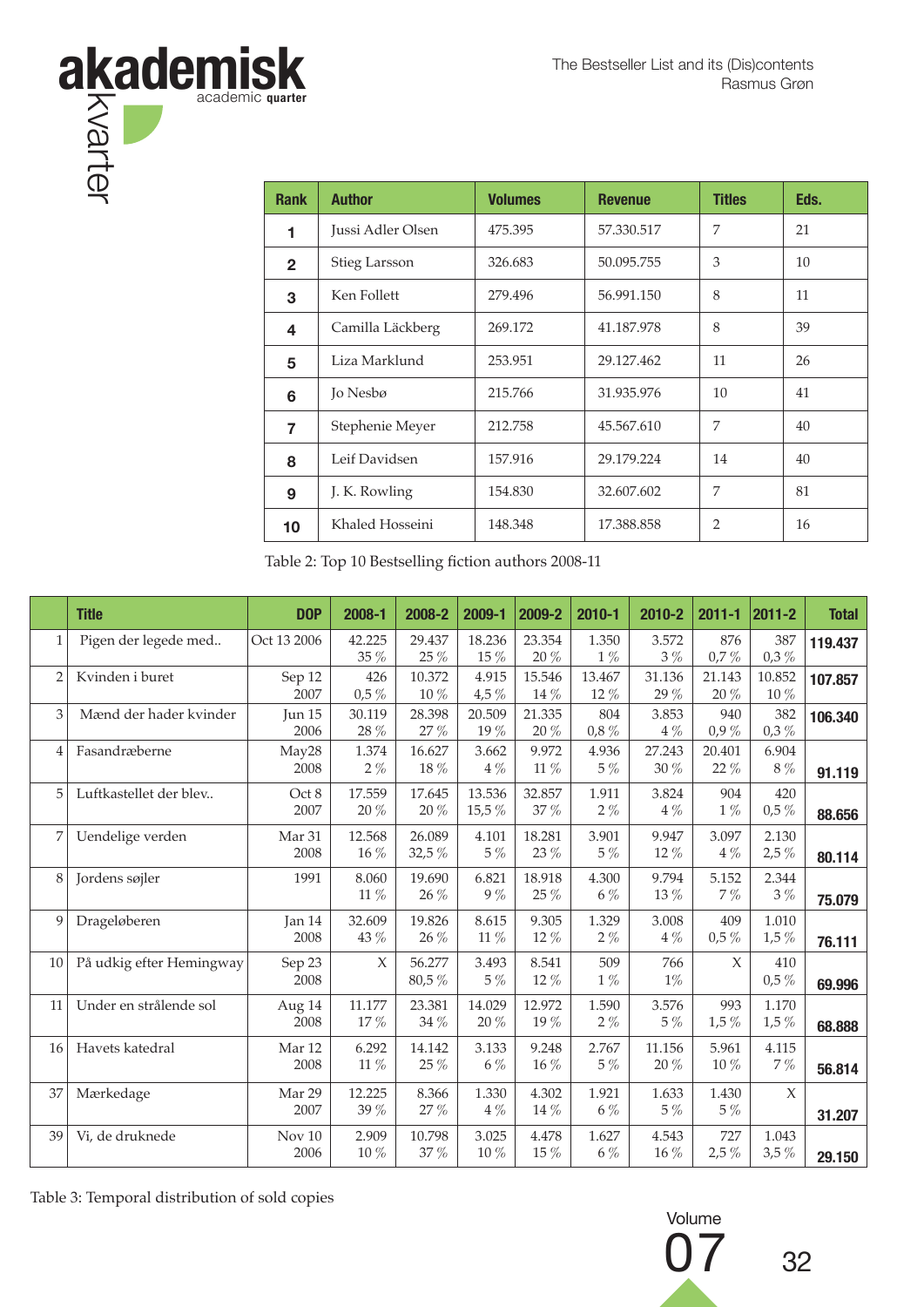| Rank | Author | Volumes | Revenue | Titles | Eds. |
|---|---|---|---|---|---|
| 1 | Jussi Adler Olsen | 475.395 | 57.330.517 | 7 | 21 |
| 2 | Stieg Larsson | 326.683 | 50.095.755 | 3 | 10 |
| 3 | Ken Follett | 279.496 | 56.991.150 | 8 | 11 |
| 4 | Camilla Läckberg | 269.172 | 41.187.978 | 8 | 39 |
| 5 | Liza Marklund | 253.951 | 29.127.462 | 11 | 26 |
| 6 | Jo Nesbø | 215.766 | 31.935.976 | 10 | 41 |
| 7 | Stephenie Meyer | 212.758 | 45.567.610 | 7 | 40 |
| 8 | Leif Davidsen | 157.916 | 29.179.224 | 14 | 40 |
| 9 | J. K. Rowling | 154.830 | 32.607.602 | 7 | 81 |
| 10 | Khaled Hosseini | 148.348 | 17.388.858 | 2 | 16 |

Table 2: Top 10 Bestselling fiction authors 2008-11

| | Title | DOP | 2008-1 | 2008-2 | 2009-1 | 2009-2 | 2010-1 | 2010-2 | 2011-1 | 2011-2 | Total |
|---|---|---|---|---|---|---|---|---|---|---|---|
| 1 | Pigen der legede med.. | Oct 13 2006 | 42.225 35 % | 29.437 25 % | 18.236 15 % | 23.354 20 % | 1.350 1 % | 3.572 3 % | 876 0,7 % | 387 0,3 % | **119.437** |
| 2 | Kvinden i buret | Sep 12 2007 | 426 0,5 % | 10.372 10 % | 4.915 4,5 % | 15.546 14 % | 13.467 12 % | 31.136 29 % | 21.143 20 % | 10.852 10 % | **107.857** |
| 3 | Mænd der hader kvinder | Jun 15 2006 | 30.119 28 % | 28.398 27 % | 20.509 19 % | 21.335 20 % | 804 0,8 % | 3.853 4 % | 940 0,9 % | 382 0,3 % | **106.340** |
| 4 | Fasandræberne | May28 2008 | 1.374 2 % | 16.627 18 % | 3.662 4 % | 9.972 11 % | 4.936 5 % | 27.243 30 % | 20.401 22 % | 6.904 8 % | **91.119** |
| 5 | Luftkastellet der blev.. | Oct 8 2007 | 17.559 20 % | 17.645 20 % | 13.536 15,5 % | 32.857 37 % | 1.911 2 % | 3.824 4 % | 904 1 % | 420 0,5 % | **88.656** |
| 7 | Uendelige verden | Mar 31 2008 | 12.568 16 % | 26.089 32,5 % | 4.101 5 % | 18.281 23 % | 3.901 5 % | 9.947 12 % | 3.097 4 % | 2.130 2,5 % | **80.114** |
| 8 | Jordens søjler | 1991 | 8.060 11 % | 19.690 26 % | 6.821 9 % | 18.918 25 % | 4.300 6 % | 9.794 13 % | 5.152 7 % | 2.344 3 % | **75.079** |
| 9 | Drageløberen | Jan 14 2008 | 32.609 43 % | 19.826 26 % | 8.615 11 % | 9.305 12 % | 1.329 2 % | 3.008 4 % | 409 0,5 % | 1.010 1,5 % | **76.111** |
| 10 | På udkig efter Hemingway | Sep 23 2008 | X | 56.277 80,5 % | 3.493 5 % | 8.541 12 % | 509 1 % | 766 1% | X | 410 0,5 % | **69.996** |
| 11 | Under en strålende sol | Aug 14 2008 | 11.177 17 % | 23.381 34 % | 14.029 20 % | 12.972 19 % | 1.590 2 % | 3.576 5 % | 993 1,5 % | 1.170 1,5 % | **68.888** |
| 16 | Havets katedral | Mar 12 2008 | 6.292 11 % | 14.142 25 % | 3.133 6 % | 9.248 16 % | 2.767 5 % | 11.156 20 % | 5.961 10 % | 4.115 7 % | **56.814** |
| 37 | Mærkedage | Mar 29 2007 | 12.225 39 % | 8.366 27 % | 1.330 4 % | 4.302 14 % | 1.921 6 % | 1.633 5 % | 1.430 5 % | X | **31.207** |
| 39 | Vi, de druknede | Nov 10 2006 | 2.909 10 % | 10.798 37 % | 3.025 10 % | 4.478 15 % | 1.627 6 % | 4.543 16 % | 727 2,5 % | 1.043 3,5 % | **29.150** |

Table 3: Temporal distribution of sold copies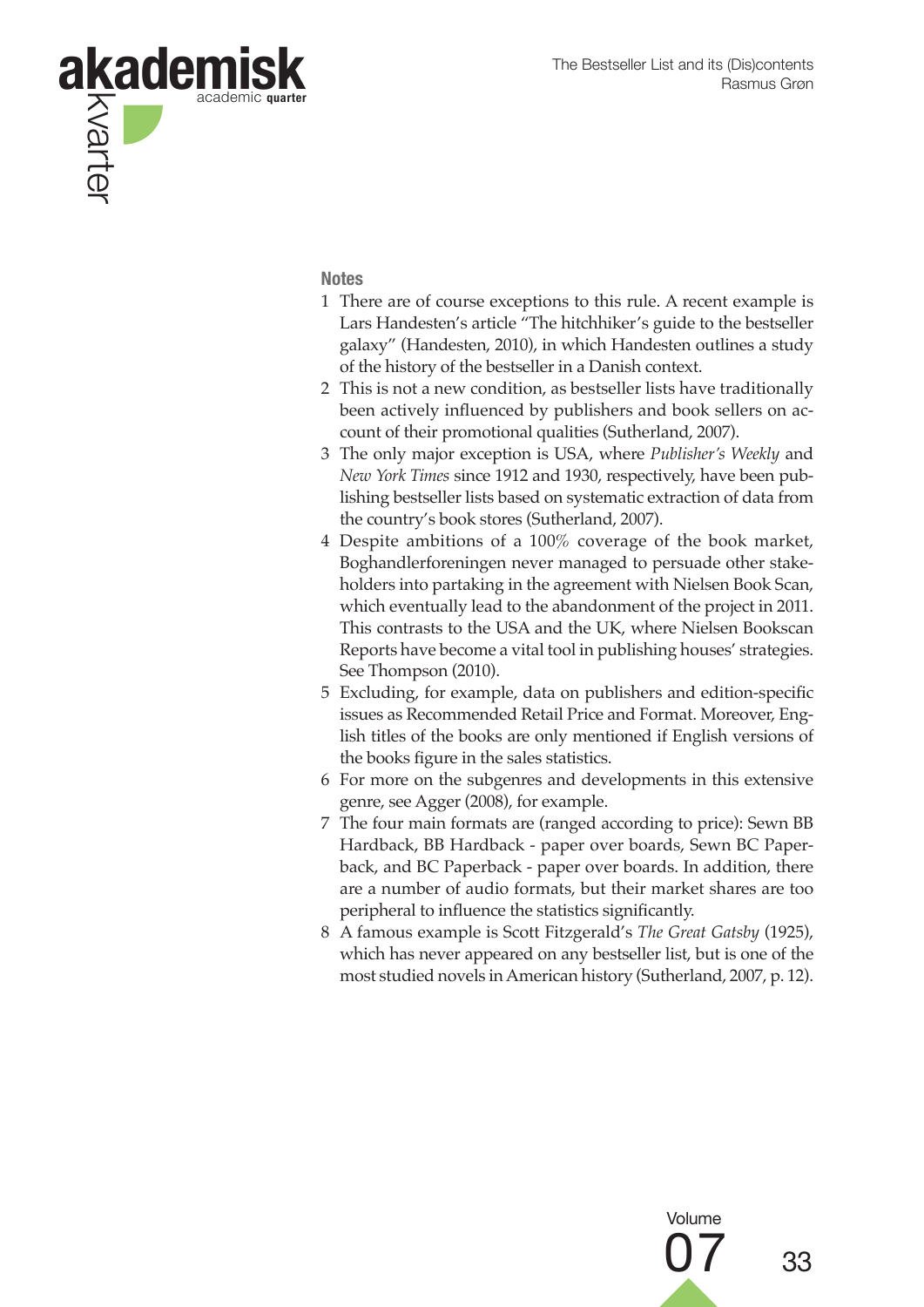## Notes

1. There are of course exceptions to this rule. A recent example is Lars Handesten's article "The hitchhiker's guide to the bestseller galaxy" (Handesten, 2010), in which Handesten outlines a study of the history of the bestseller in a Danish context.
2. This is not a new condition, as bestseller lists have traditionally been actively influenced by publishers and book sellers on account of their promotional qualities (Sutherland, 2007).
3. The only major exception is USA, where *Publisher's Weekly* and *New York Times* since 1912 and 1930, respectively, have been publishing bestseller lists based on systematic extraction of data from the country's book stores (Sutherland, 2007).
4. Despite ambitions of a 100% coverage of the book market, Boghandlerforeningen never managed to persuade other stakeholders into partaking in the agreement with Nielsen Book Scan, which eventually lead to the abandonment of the project in 2011. This contrasts to the USA and the UK, where Nielsen Bookscan Reports have become a vital tool in publishing houses' strategies. See Thompson (2010).
5. Excluding, for example, data on publishers and edition-specific issues as Recommended Retail Price and Format. Moreover, English titles of the books are only mentioned if English versions of the books figure in the sales statistics.
6. For more on the subgenres and developments in this extensive genre, see Agger (2008), for example.
7. The four main formats are (ranged according to price): Sewn BB Hardback, BB Hardback - paper over boards, Sewn BC Paperback, and BC Paperback - paper over boards. In addition, there are a number of audio formats, but their market shares are too peripheral to influence the statistics significantly.
8. A famous example is Scott Fitzgerald's *The Great Gatsby* (1925), which has never appeared on any bestseller list, but is one of the most studied novels in American history (Sutherland, 2007, p. 12).